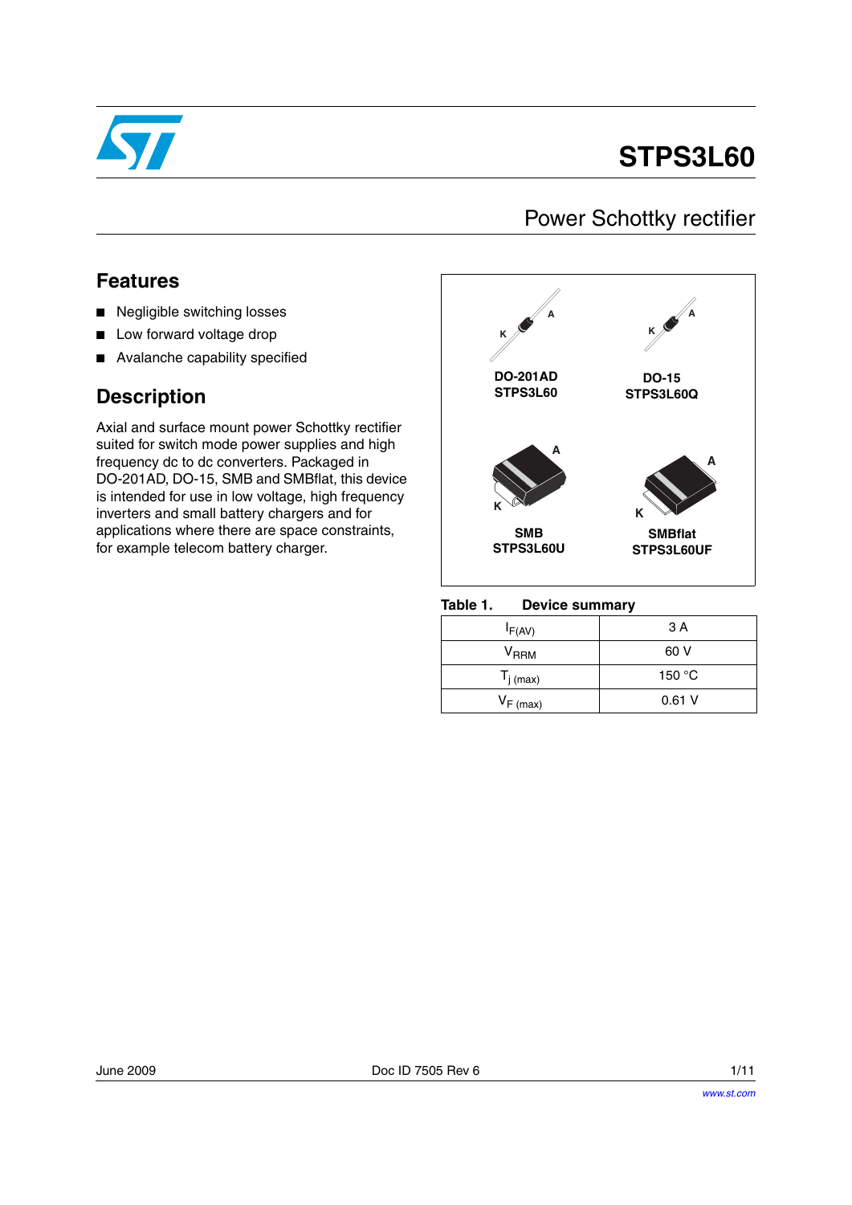# STPS3L60

## Power Schottky rectifier

## Features

- Negligible switching losses
- Low forward voltage drop
- Avalanche capability specified

## Description

Axial and surface mount power Schottky rectifier suited for switch mode power supplies and high frequency dc to dc converters. Packaged in DO-201AD, DO-15, SMB and SMBflat, this device is intended for use in low voltage, high frequency inverters and small battery chargers and for applications where there are space constraints, for example telecom battery charger.

K A
DO-201AD
STPS3L60

K A
DO-15
STPS3L60Q

A K
SMB
STPS3L60U

A K
SMBflat
STPS3L60UF

**Table 1. Device summary**

| | |
|---|---|
| $I_{F(AV)}$ | 3 A |
| $V_{RRM}$ | 60 V |
| $T_{j\ (max)}$ | 150 °C |
| $V_{F\ (max)}$ | 0.61 V |

June 2009 Doc ID 7505 Rev 6

www.st.com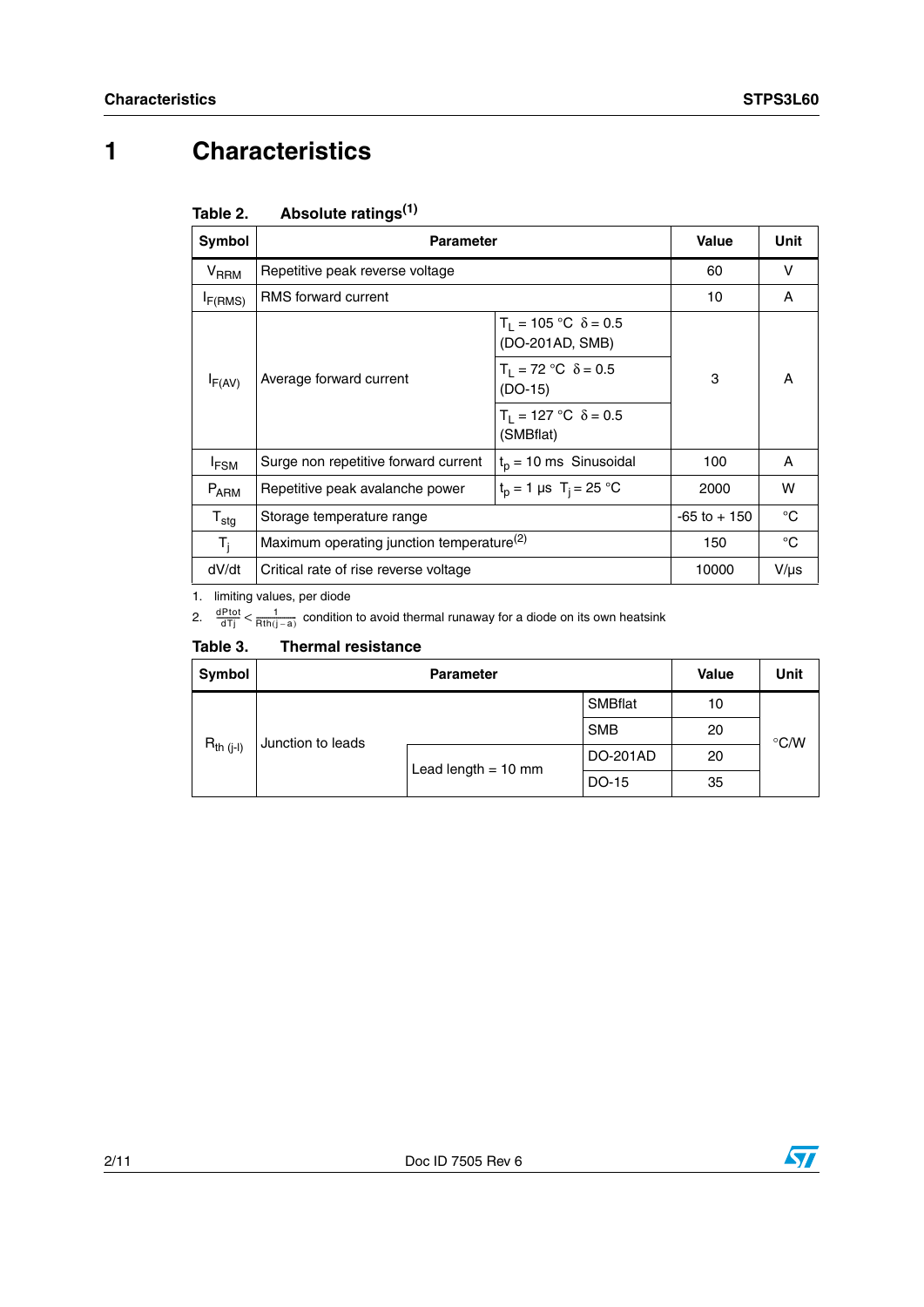# 1 Characteristics

**Table 2. Absolute ratings[1]**

| Symbol | Parameter | | Value | Unit |
|---|---|---|---|---|
| $V_{RRM}$ | Repetitive peak reverse voltage | | 60 | V |
| $I_{F(RMS)}$ | RMS forward current | | 10 | A |
| $I_{F(AV)}$ | Average forward current | $T_L$ = 105 °C $\delta$ = 0.5 (DO-201AD, SMB) | 3 | A |
| | | $T_L$ = 72 °C $\delta$ = 0.5 (DO-15) | | |
| | | $T_L$ = 127 °C $\delta$ = 0.5 (SMBflat) | | |
| $I_{FSM}$ | Surge non repetitive forward current | $t_p$ = 10 ms Sinusoidal | 100 | A |
| $P_{ARM}$ | Repetitive peak avalanche power | $t_p$ = 1 µs $T_j$ = 25 °C | 2000 | W |
| $T_{stg}$ | Storage temperature range | | -65 to + 150 | °C |
| $T_j$ | Maximum operating junction temperature[2] | | 150 | °C |
| dV/dt | Critical rate of rise reverse voltage | | 10000 | V/µs |

1. limiting values, per diode
2. $\frac{dPtot}{dTj} < \frac{1}{Rth(j-a)}$ condition to avoid thermal runaway for a diode on its own heatsink

**Table 3. Thermal resistance**

| Symbol | Parameter | | | Value | Unit |
|---|---|---|---|---|---|
| $R_{th\ (j-l)}$ | Junction to leads | | SMBflat | 10 | °C/W |
| | | | SMB | 20 | |
| | | Lead length = 10 mm | DO-201AD | 20 | |
| | | | DO-15 | 35 | |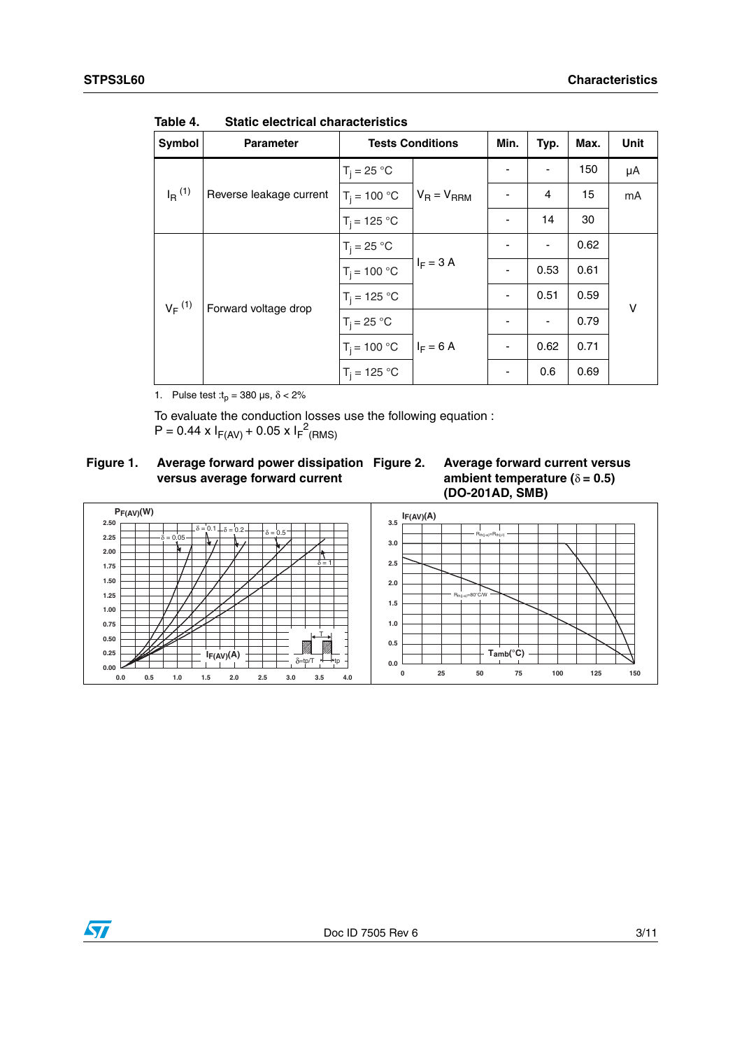**Table 4. Static electrical characteristics**

| Symbol | Parameter | Tests Conditions | | Min. | Typ. | Max. | Unit |
|---|---|---|---|---|---|---|---|
| $I_R$ [(1)] | Reverse leakage current | $T_j$ = 25 °C | $V_R = V_{RRM}$ | - | - | 150 | µA |
| | | $T_j$ = 100 °C | | - | 4 | 15 | mA |
| | | $T_j$ = 125 °C | | - | 14 | 30 | |
| $V_F$ [(1)] | Forward voltage drop | $T_j$ = 25 °C | $I_F$ = 3 A | - | - | 0.62 | V |
| | | $T_j$ = 100 °C | | - | 0.53 | 0.61 | |
| | | $T_j$ = 125 °C | | - | 0.51 | 0.59 | |
| | | $T_j$ = 25 °C | $I_F$ = 6 A | - | - | 0.79 | |
| | | $T_j$ = 100 °C | | - | 0.62 | 0.71 | |
| | | $T_j$ = 125 °C | | - | 0.6 | 0.69 | |

1. Pulse test : $t_p$ = 380 µs, $\delta$ < 2%

To evaluate the conduction losses use the following equation :
$P = 0.44 \times I_{F(AV)} + 0.05 \times I_{F}^{2}{}_{(RMS)}$

**Figure 1. Average forward power dissipation versus average forward current**

**Figure 2. Average forward current versus ambient temperature ($\delta$ = 0.5) (DO-201AD, SMB)**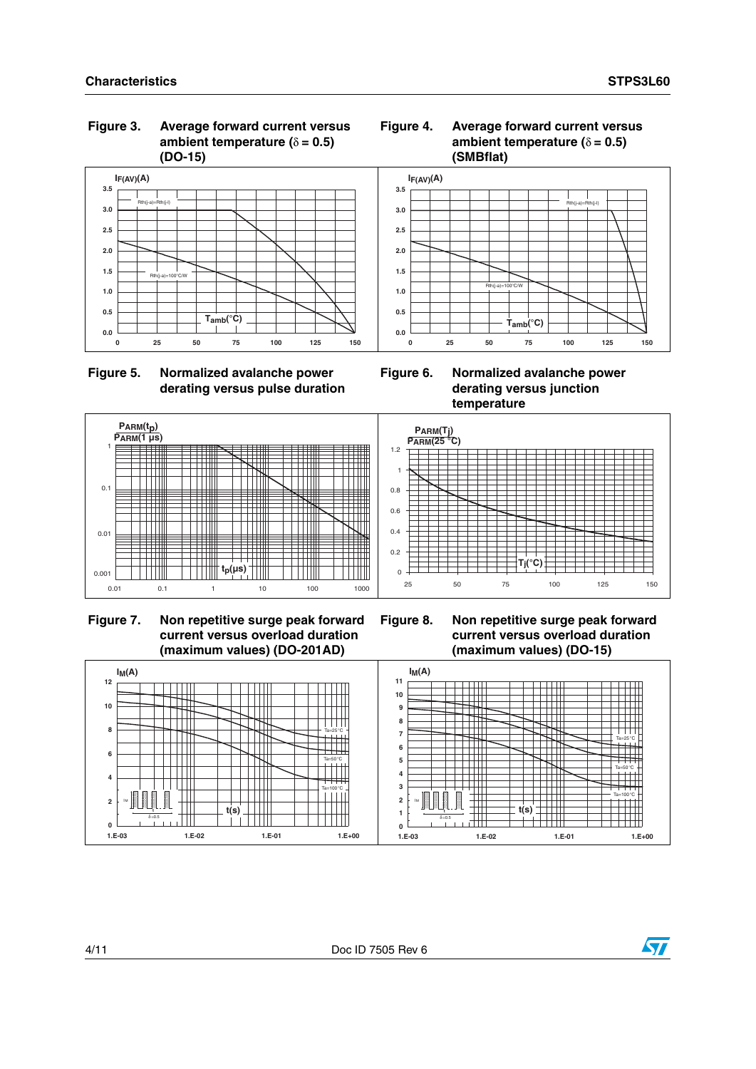Figure 3. Average forward current versus ambient temperature ($\delta = 0.5$) (DO-15)

Figure 4. Average forward current versus ambient temperature ($\delta = 0.5$) (SMBflat)

Figure 5. Normalized avalanche power derating versus pulse duration

Figure 6. Normalized avalanche power derating versus junction temperature

Figure 7. Non repetitive surge peak forward current versus overload duration (maximum values) (DO-201AD)

Figure 8. Non repetitive surge peak forward current versus overload duration (maximum values) (DO-15)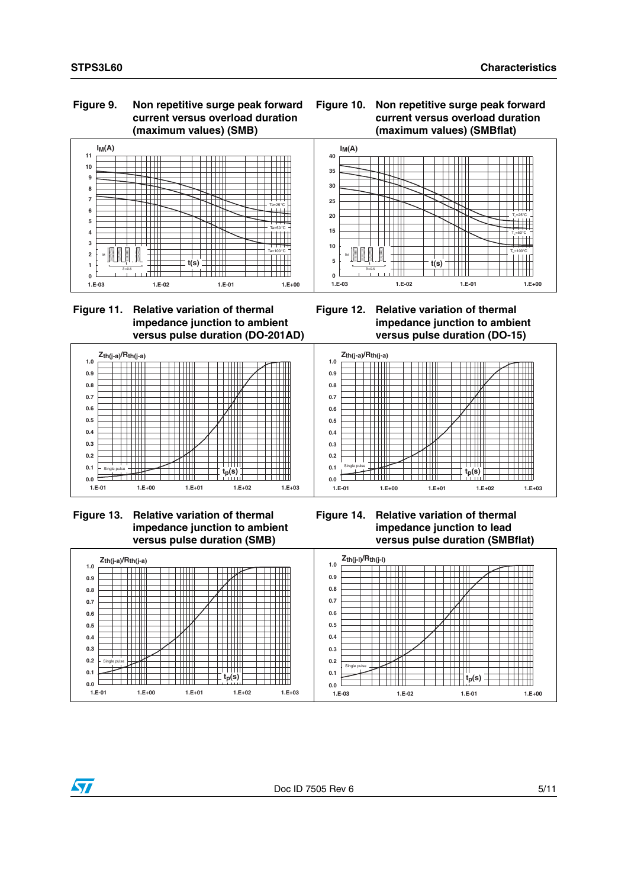Figure 9. Non repetitive surge peak forward current versus overload duration (maximum values) (SMB)

Figure 10. Non repetitive surge peak forward current versus overload duration (maximum values) (SMBflat)

Figure 11. Relative variation of thermal impedance junction to ambient versus pulse duration (DO-201AD)

Figure 12. Relative variation of thermal impedance junction to ambient versus pulse duration (DO-15)

Figure 13. Relative variation of thermal impedance junction to ambient versus pulse duration (SMB)

Figure 14. Relative variation of thermal impedance junction to lead versus pulse duration (SMBflat)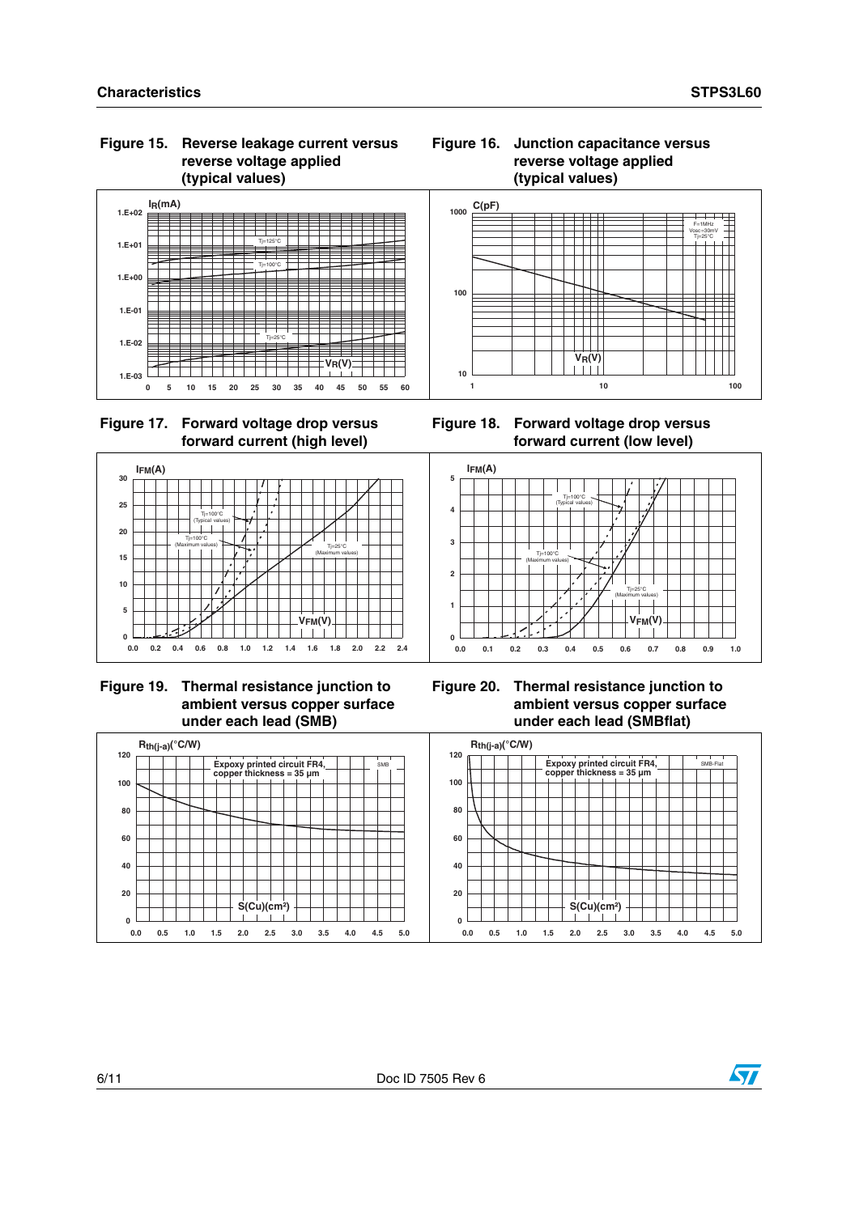**Figure 15. Reverse leakage current versus reverse voltage applied (typical values)**

**Figure 16. Junction capacitance versus reverse voltage applied (typical values)**

**Figure 17. Forward voltage drop versus forward current (high level)**

**Figure 18. Forward voltage drop versus forward current (low level)**

**Figure 19. Thermal resistance junction to ambient versus copper surface under each lead (SMB)**

**Figure 20. Thermal resistance junction to ambient versus copper surface under each lead (SMBflat)**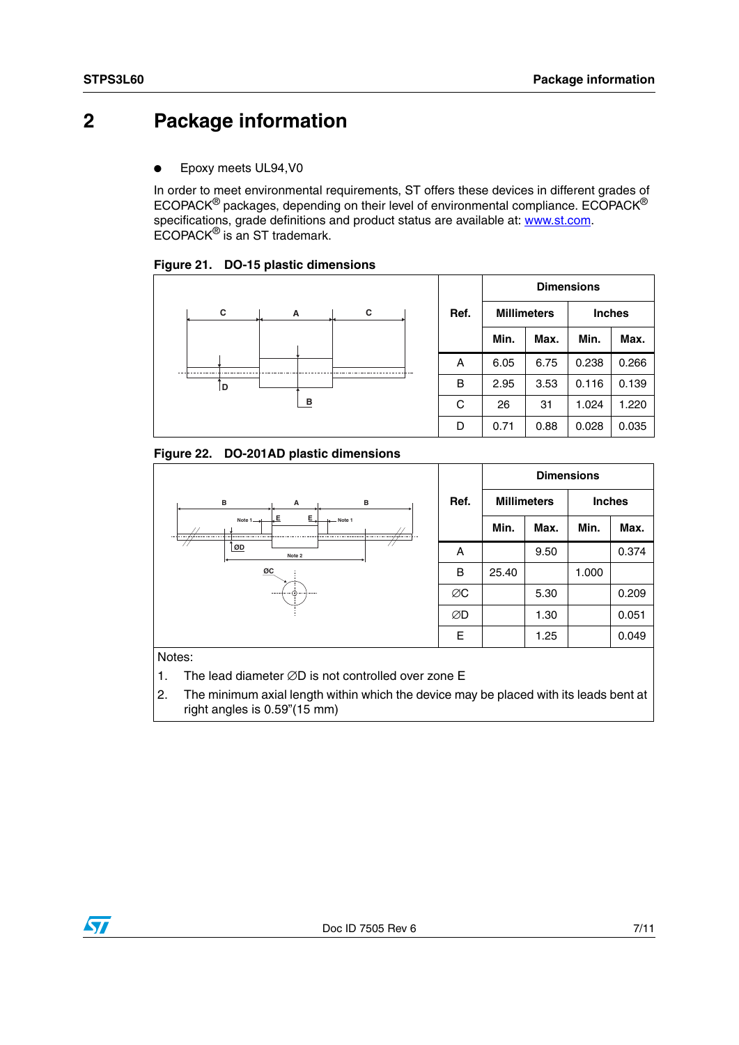# 2 Package information

- Epoxy meets UL94,V0

In order to meet environmental requirements, ST offers these devices in different grades of ECOPACK® packages, depending on their level of environmental compliance. ECOPACK® specifications, grade definitions and product status are available at: www.st.com. ECOPACK® is an ST trademark.

**Figure 21. DO-15 plastic dimensions**

| Ref. | Dimensions | | | |
|---|---|---|---|---|
| | Millimeters | | Inches | |
| | Min. | Max. | Min. | Max. |
| A | 6.05 | 6.75 | 0.238 | 0.266 |
| B | 2.95 | 3.53 | 0.116 | 0.139 |
| C | 26 | 31 | 1.024 | 1.220 |
| D | 0.71 | 0.88 | 0.028 | 0.035 |

**Figure 22. DO-201AD plastic dimensions**

| Ref. | Dimensions | | | |
|---|---|---|---|---|
| | Millimeters | | Inches | |
| | Min. | Max. | Min. | Max. |
| A | | 9.50 | | 0.374 |
| B | 25.40 | | 1.000 | |
| ∅C | | 5.30 | | 0.209 |
| ∅D | | 1.30 | | 0.051 |
| E | | 1.25 | | 0.049 |

Notes:

1. The lead diameter ∅D is not controlled over zone E
2. The minimum axial length within which the device may be placed with its leads bent at right angles is 0.59"(15 mm)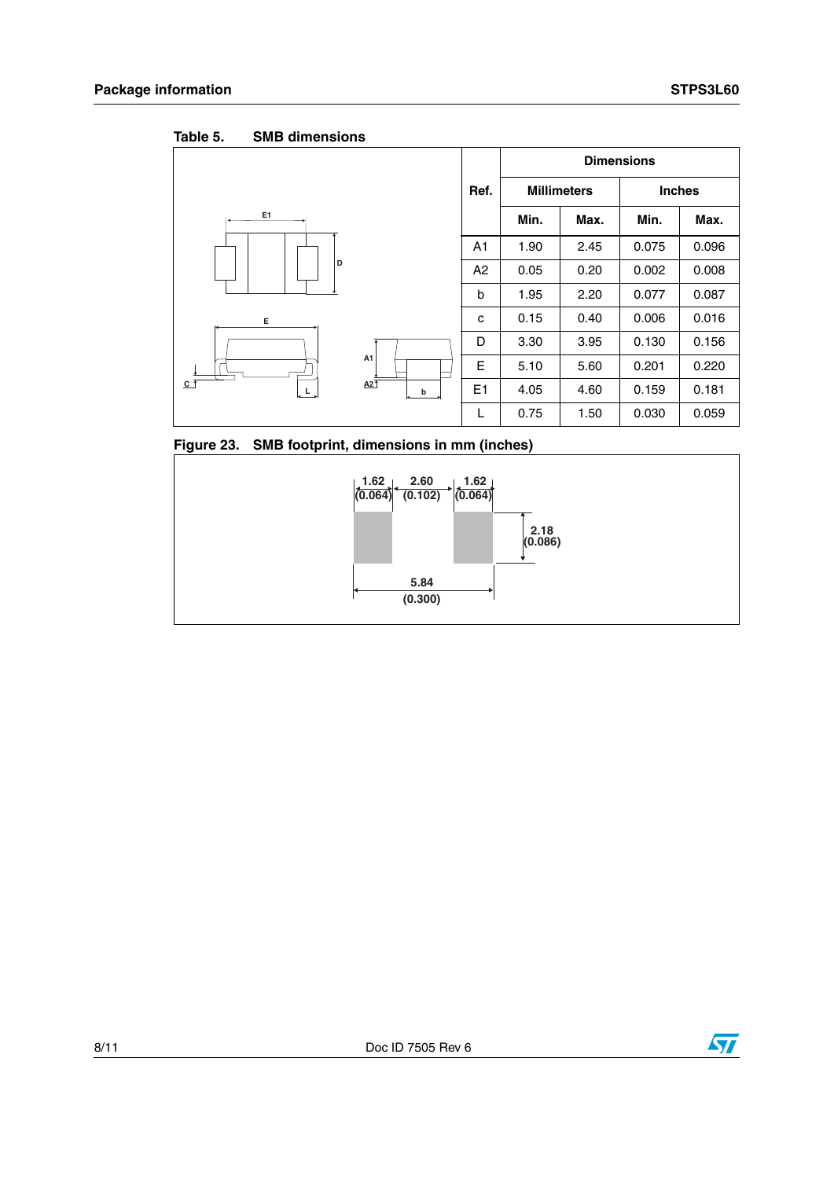Table 5. SMB dimensions

| Ref. | Dimensions | | | |
|---|---|---|---|---|
| | Millimeters | | Inches | |
| | Min. | Max. | Min. | Max. |
| A1 | 1.90 | 2.45 | 0.075 | 0.096 |
| A2 | 0.05 | 0.20 | 0.002 | 0.008 |
| b | 1.95 | 2.20 | 0.077 | 0.087 |
| c | 0.15 | 0.40 | 0.006 | 0.016 |
| D | 3.30 | 3.95 | 0.130 | 0.156 |
| E | 5.10 | 5.60 | 0.201 | 0.220 |
| E1 | 4.05 | 4.60 | 0.159 | 0.181 |
| L | 0.75 | 1.50 | 0.030 | 0.059 |

Figure 23. SMB footprint, dimensions in mm (inches)

1.62 (0.064) | 2.60 (0.102) | 1.62 (0.064)

2.18 (0.086)

5.84 (0.300)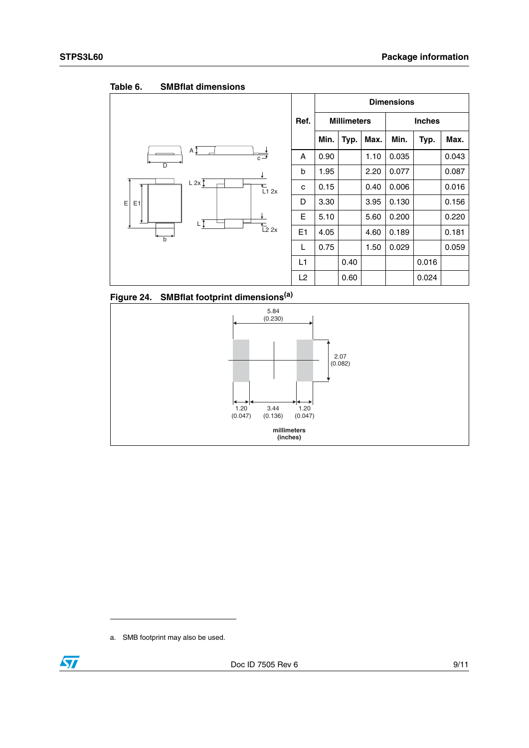Table 6. SMBflat dimensions

| Ref. | Dimensions | | | | | |
|---|---|---|---|---|---|---|
| | Millimeters | | | Inches | | |
| | Min. | Typ. | Max. | Min. | Typ. | Max. |
| A | 0.90 | | 1.10 | 0.035 | | 0.043 |
| b | 1.95 | | 2.20 | 0.077 | | 0.087 |
| c | 0.15 | | 0.40 | 0.006 | | 0.016 |
| D | 3.30 | | 3.95 | 0.130 | | 0.156 |
| E | 5.10 | | 5.60 | 0.200 | | 0.220 |
| E1 | 4.05 | | 4.60 | 0.189 | | 0.181 |
| L | 0.75 | | 1.50 | 0.029 | | 0.059 |
| L1 | | 0.40 | | | 0.016 | |
| L2 | | 0.60 | | | 0.024 | |

Figure 24. SMBflat footprint dimensions[a]

5.84 (0.230)

2.07 (0.082)

1.20 (0.047) | 3.44 (0.136) | 1.20 (0.047)

millimeters (inches)

a. SMB footprint may also be used.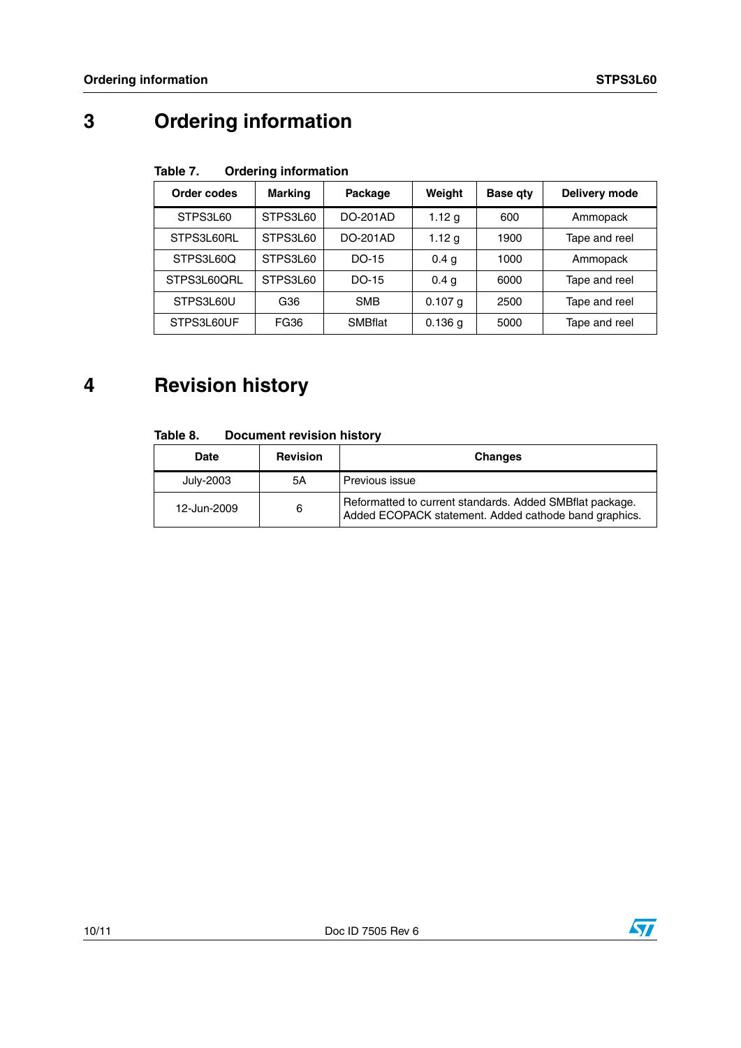# 3 Ordering information

**Table 7. Ordering information**

| Order codes | Marking | Package | Weight | Base qty | Delivery mode |
|---|---|---|---|---|---|
| STPS3L60 | STPS3L60 | DO-201AD | 1.12 g | 600 | Ammopack |
| STPS3L60RL | STPS3L60 | DO-201AD | 1.12 g | 1900 | Tape and reel |
| STPS3L60Q | STPS3L60 | DO-15 | 0.4 g | 1000 | Ammopack |
| STPS3L60QRL | STPS3L60 | DO-15 | 0.4 g | 6000 | Tape and reel |
| STPS3L60U | G36 | SMB | 0.107 g | 2500 | Tape and reel |
| STPS3L60UF | FG36 | SMBflat | 0.136 g | 5000 | Tape and reel |

# 4 Revision history

**Table 8. Document revision history**

| Date | Revision | Changes |
|---|---|---|
| July-2003 | 5A | Previous issue |
| 12-Jun-2009 | 6 | Reformatted to current standards. Added SMBflat package. Added ECOPACK statement. Added cathode band graphics. |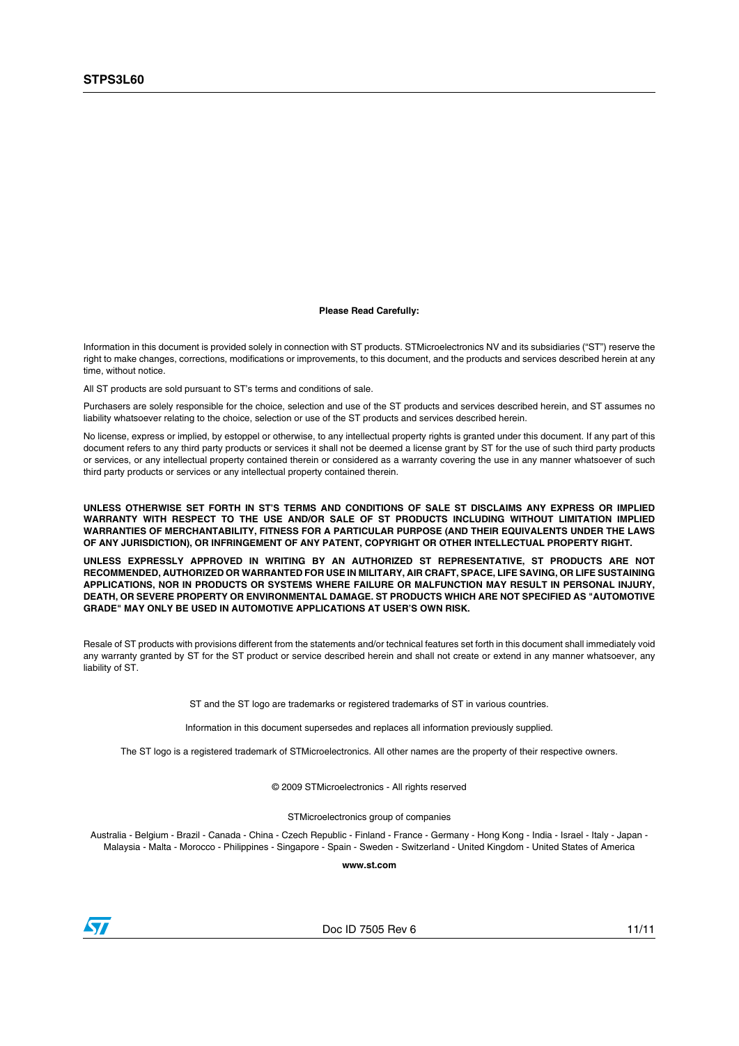**Please Read Carefully:**

Information in this document is provided solely in connection with ST products. STMicroelectronics NV and its subsidiaries (“ST”) reserve the right to make changes, corrections, modifications or improvements, to this document, and the products and services described herein at any time, without notice.

All ST products are sold pursuant to ST’s terms and conditions of sale.

Purchasers are solely responsible for the choice, selection and use of the ST products and services described herein, and ST assumes no liability whatsoever relating to the choice, selection or use of the ST products and services described herein.

No license, express or implied, by estoppel or otherwise, to any intellectual property rights is granted under this document. If any part of this document refers to any third party products or services it shall not be deemed a license grant by ST for the use of such third party products or services, or any intellectual property contained therein or considered as a warranty covering the use in any manner whatsoever of such third party products or services or any intellectual property contained therein.

**UNLESS OTHERWISE SET FORTH IN ST’S TERMS AND CONDITIONS OF SALE ST DISCLAIMS ANY EXPRESS OR IMPLIED WARRANTY WITH RESPECT TO THE USE AND/OR SALE OF ST PRODUCTS INCLUDING WITHOUT LIMITATION IMPLIED WARRANTIES OF MERCHANTABILITY, FITNESS FOR A PARTICULAR PURPOSE (AND THEIR EQUIVALENTS UNDER THE LAWS OF ANY JURISDICTION), OR INFRINGEMENT OF ANY PATENT, COPYRIGHT OR OTHER INTELLECTUAL PROPERTY RIGHT.**

**UNLESS EXPRESSLY APPROVED IN WRITING BY AN AUTHORIZED ST REPRESENTATIVE, ST PRODUCTS ARE NOT RECOMMENDED, AUTHORIZED OR WARRANTED FOR USE IN MILITARY, AIR CRAFT, SPACE, LIFE SAVING, OR LIFE SUSTAINING APPLICATIONS, NOR IN PRODUCTS OR SYSTEMS WHERE FAILURE OR MALFUNCTION MAY RESULT IN PERSONAL INJURY, DEATH, OR SEVERE PROPERTY OR ENVIRONMENTAL DAMAGE. ST PRODUCTS WHICH ARE NOT SPECIFIED AS "AUTOMOTIVE GRADE" MAY ONLY BE USED IN AUTOMOTIVE APPLICATIONS AT USER’S OWN RISK.**

Resale of ST products with provisions different from the statements and/or technical features set forth in this document shall immediately void any warranty granted by ST for the ST product or service described herein and shall not create or extend in any manner whatsoever, any liability of ST.

ST and the ST logo are trademarks or registered trademarks of ST in various countries.

Information in this document supersedes and replaces all information previously supplied.

The ST logo is a registered trademark of STMicroelectronics. All other names are the property of their respective owners.

© 2009 STMicroelectronics - All rights reserved

STMicroelectronics group of companies

Australia - Belgium - Brazil - Canada - China - Czech Republic - Finland - France - Germany - Hong Kong - India - Israel - Italy - Japan - Malaysia - Malta - Morocco - Philippines - Singapore - Spain - Sweden - Switzerland - United Kingdom - United States of America

**www.st.com**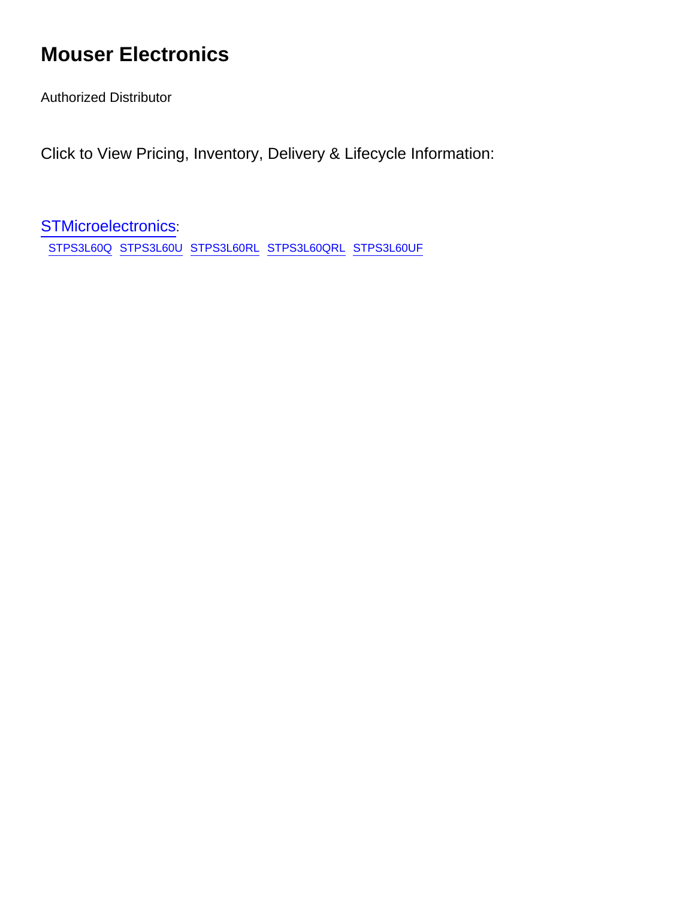# Mouser Electronics

Authorized Distributor

Click to View Pricing, Inventory, Delivery & Lifecycle Information:

STMicroelectronics:

STPS3L60Q STPS3L60U STPS3L60RL STPS3L60QRL STPS3L60UF